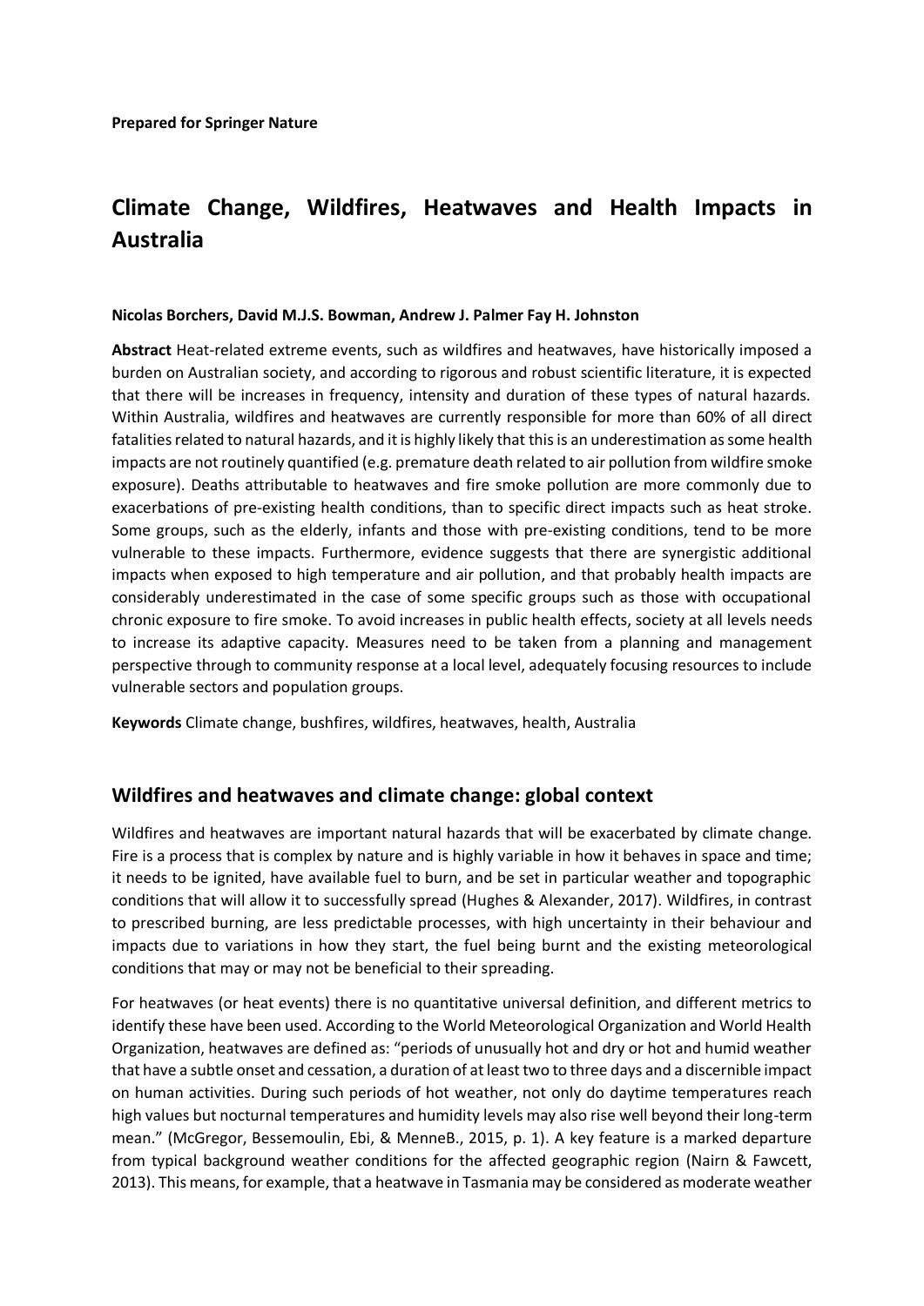**Prepared for Springer Nature**

# Climate Change, Wildfires, Heatwaves and Health Impacts in Australia

**Nicolas Borchers, David M.J.S. Bowman, Andrew J. Palmer Fay H. Johnston**

**Abstract** Heat-related extreme events, such as wildfires and heatwaves, have historically imposed a burden on Australian society, and according to rigorous and robust scientific literature, it is expected that there will be increases in frequency, intensity and duration of these types of natural hazards. Within Australia, wildfires and heatwaves are currently responsible for more than 60% of all direct fatalities related to natural hazards, and it is highly likely that this is an underestimation as some health impacts are not routinely quantified (e.g. premature death related to air pollution from wildfire smoke exposure). Deaths attributable to heatwaves and fire smoke pollution are more commonly due to exacerbations of pre-existing health conditions, than to specific direct impacts such as heat stroke. Some groups, such as the elderly, infants and those with pre-existing conditions, tend to be more vulnerable to these impacts. Furthermore, evidence suggests that there are synergistic additional impacts when exposed to high temperature and air pollution, and that probably health impacts are considerably underestimated in the case of some specific groups such as those with occupational chronic exposure to fire smoke. To avoid increases in public health effects, society at all levels needs to increase its adaptive capacity. Measures need to be taken from a planning and management perspective through to community response at a local level, adequately focusing resources to include vulnerable sectors and population groups.

**Keywords** Climate change, bushfires, wildfires, heatwaves, health, Australia

## Wildfires and heatwaves and climate change: global context

Wildfires and heatwaves are important natural hazards that will be exacerbated by climate change. Fire is a process that is complex by nature and is highly variable in how it behaves in space and time; it needs to be ignited, have available fuel to burn, and be set in particular weather and topographic conditions that will allow it to successfully spread (Hughes & Alexander, 2017). Wildfires, in contrast to prescribed burning, are less predictable processes, with high uncertainty in their behaviour and impacts due to variations in how they start, the fuel being burnt and the existing meteorological conditions that may or may not be beneficial to their spreading.

For heatwaves (or heat events) there is no quantitative universal definition, and different metrics to identify these have been used. According to the World Meteorological Organization and World Health Organization, heatwaves are defined as: "periods of unusually hot and dry or hot and humid weather that have a subtle onset and cessation, a duration of at least two to three days and a discernible impact on human activities. During such periods of hot weather, not only do daytime temperatures reach high values but nocturnal temperatures and humidity levels may also rise well beyond their long-term mean." (McGregor, Bessemoulin, Ebi, & MenneB., 2015, p. 1). A key feature is a marked departure from typical background weather conditions for the affected geographic region (Nairn & Fawcett, 2013). This means, for example, that a heatwave in Tasmania may be considered as moderate weather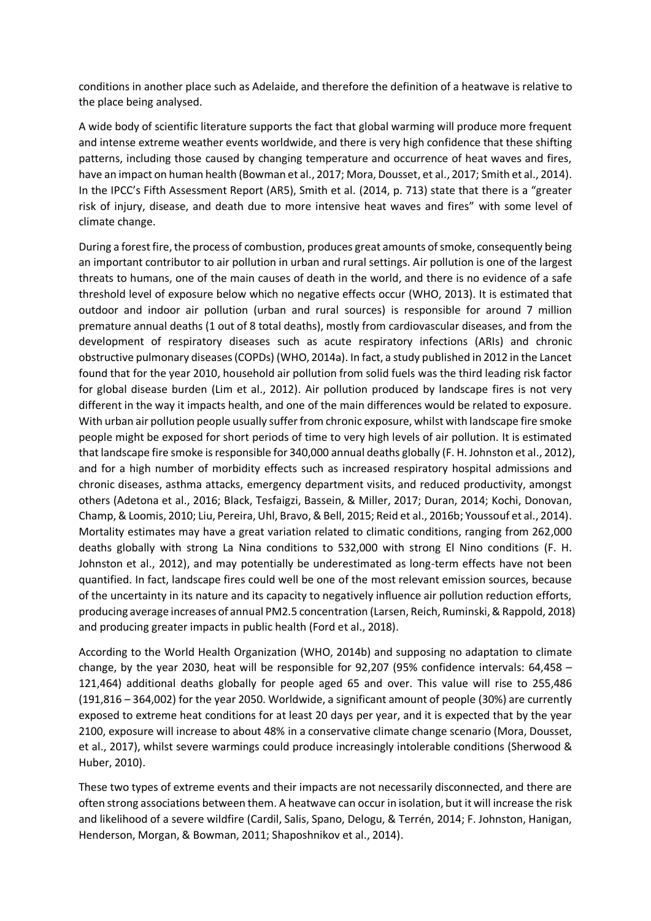conditions in another place such as Adelaide, and therefore the definition of a heatwave is relative to the place being analysed.

A wide body of scientific literature supports the fact that global warming will produce more frequent and intense extreme weather events worldwide, and there is very high confidence that these shifting patterns, including those caused by changing temperature and occurrence of heat waves and fires, have an impact on human health (Bowman et al., 2017; Mora, Dousset, et al., 2017; Smith et al., 2014). In the IPCC's Fifth Assessment Report (AR5), Smith et al. (2014, p. 713) state that there is a "greater risk of injury, disease, and death due to more intensive heat waves and fires" with some level of climate change.

During a forest fire, the process of combustion, produces great amounts of smoke, consequently being an important contributor to air pollution in urban and rural settings. Air pollution is one of the largest threats to humans, one of the main causes of death in the world, and there is no evidence of a safe threshold level of exposure below which no negative effects occur (WHO, 2013). It is estimated that outdoor and indoor air pollution (urban and rural sources) is responsible for around 7 million premature annual deaths (1 out of 8 total deaths), mostly from cardiovascular diseases, and from the development of respiratory diseases such as acute respiratory infections (ARIs) and chronic obstructive pulmonary diseases (COPDs) (WHO, 2014a). In fact, a study published in 2012 in the Lancet found that for the year 2010, household air pollution from solid fuels was the third leading risk factor for global disease burden (Lim et al., 2012). Air pollution produced by landscape fires is not very different in the way it impacts health, and one of the main differences would be related to exposure. With urban air pollution people usually suffer from chronic exposure, whilst with landscape fire smoke people might be exposed for short periods of time to very high levels of air pollution. It is estimated that landscape fire smoke is responsible for 340,000 annual deaths globally (F. H. Johnston et al., 2012), and for a high number of morbidity effects such as increased respiratory hospital admissions and chronic diseases, asthma attacks, emergency department visits, and reduced productivity, amongst others (Adetona et al., 2016; Black, Tesfaigzi, Bassein, & Miller, 2017; Duran, 2014; Kochi, Donovan, Champ, & Loomis, 2010; Liu, Pereira, Uhl, Bravo, & Bell, 2015; Reid et al., 2016b; Youssouf et al., 2014). Mortality estimates may have a great variation related to climatic conditions, ranging from 262,000 deaths globally with strong La Nina conditions to 532,000 with strong El Nino conditions (F. H. Johnston et al., 2012), and may potentially be underestimated as long-term effects have not been quantified. In fact, landscape fires could well be one of the most relevant emission sources, because of the uncertainty in its nature and its capacity to negatively influence air pollution reduction efforts, producing average increases of annual PM2.5 concentration (Larsen, Reich, Ruminski, & Rappold, 2018) and producing greater impacts in public health (Ford et al., 2018).

According to the World Health Organization (WHO, 2014b) and supposing no adaptation to climate change, by the year 2030, heat will be responsible for 92,207 (95% confidence intervals: 64,458 – 121,464) additional deaths globally for people aged 65 and over. This value will rise to 255,486 (191,816 – 364,002) for the year 2050. Worldwide, a significant amount of people (30%) are currently exposed to extreme heat conditions for at least 20 days per year, and it is expected that by the year 2100, exposure will increase to about 48% in a conservative climate change scenario (Mora, Dousset, et al., 2017), whilst severe warmings could produce increasingly intolerable conditions (Sherwood & Huber, 2010).

These two types of extreme events and their impacts are not necessarily disconnected, and there are often strong associations between them. A heatwave can occur in isolation, but it will increase the risk and likelihood of a severe wildfire (Cardil, Salis, Spano, Delogu, & Terrén, 2014; F. Johnston, Hanigan, Henderson, Morgan, & Bowman, 2011; Shaposhnikov et al., 2014).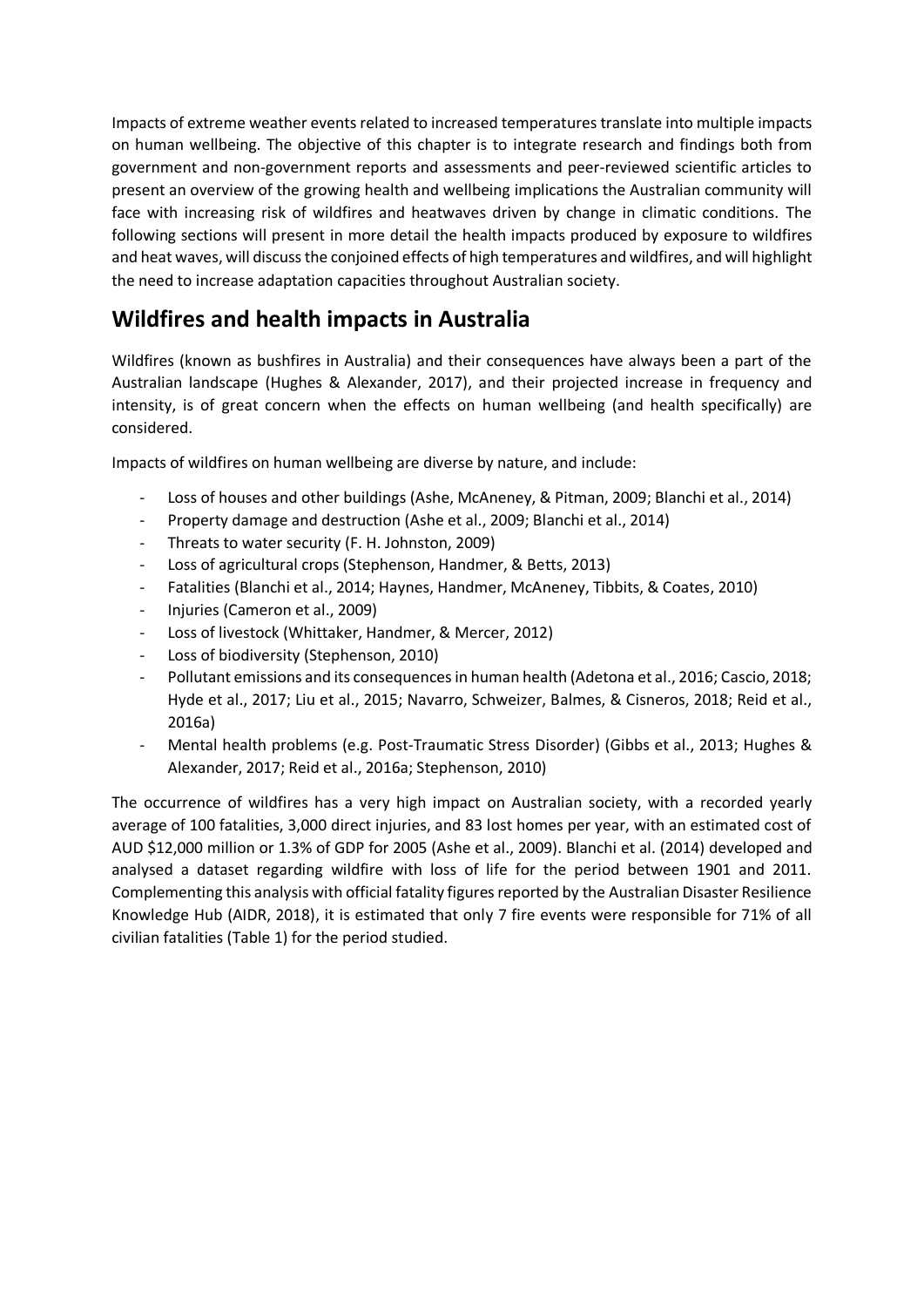Impacts of extreme weather events related to increased temperatures translate into multiple impacts on human wellbeing. The objective of this chapter is to integrate research and findings both from government and non-government reports and assessments and peer-reviewed scientific articles to present an overview of the growing health and wellbeing implications the Australian community will face with increasing risk of wildfires and heatwaves driven by change in climatic conditions. The following sections will present in more detail the health impacts produced by exposure to wildfires and heat waves, will discuss the conjoined effects of high temperatures and wildfires, and will highlight the need to increase adaptation capacities throughout Australian society.

## Wildfires and health impacts in Australia

Wildfires (known as bushfires in Australia) and their consequences have always been a part of the Australian landscape (Hughes & Alexander, 2017), and their projected increase in frequency and intensity, is of great concern when the effects on human wellbeing (and health specifically) are considered.

Impacts of wildfires on human wellbeing are diverse by nature, and include:

- Loss of houses and other buildings (Ashe, McAneney, & Pitman, 2009; Blanchi et al., 2014)
- Property damage and destruction (Ashe et al., 2009; Blanchi et al., 2014)
- Threats to water security (F. H. Johnston, 2009)
- Loss of agricultural crops (Stephenson, Handmer, & Betts, 2013)
- Fatalities (Blanchi et al., 2014; Haynes, Handmer, McAneney, Tibbits, & Coates, 2010)
- Injuries (Cameron et al., 2009)
- Loss of livestock (Whittaker, Handmer, & Mercer, 2012)
- Loss of biodiversity (Stephenson, 2010)
- Pollutant emissions and its consequences in human health (Adetona et al., 2016; Cascio, 2018; Hyde et al., 2017; Liu et al., 2015; Navarro, Schweizer, Balmes, & Cisneros, 2018; Reid et al., 2016a)
- Mental health problems (e.g. Post-Traumatic Stress Disorder) (Gibbs et al., 2013; Hughes & Alexander, 2017; Reid et al., 2016a; Stephenson, 2010)

The occurrence of wildfires has a very high impact on Australian society, with a recorded yearly average of 100 fatalities, 3,000 direct injuries, and 83 lost homes per year, with an estimated cost of AUD $12,000 million or 1.3% of GDP for 2005 (Ashe et al., 2009). Blanchi et al. (2014) developed and analysed a dataset regarding wildfire with loss of life for the period between 1901 and 2011. Complementing this analysis with official fatality figures reported by the Australian Disaster Resilience Knowledge Hub (AIDR, 2018), it is estimated that only 7 fire events were responsible for 71% of all civilian fatalities (Table 1) for the period studied.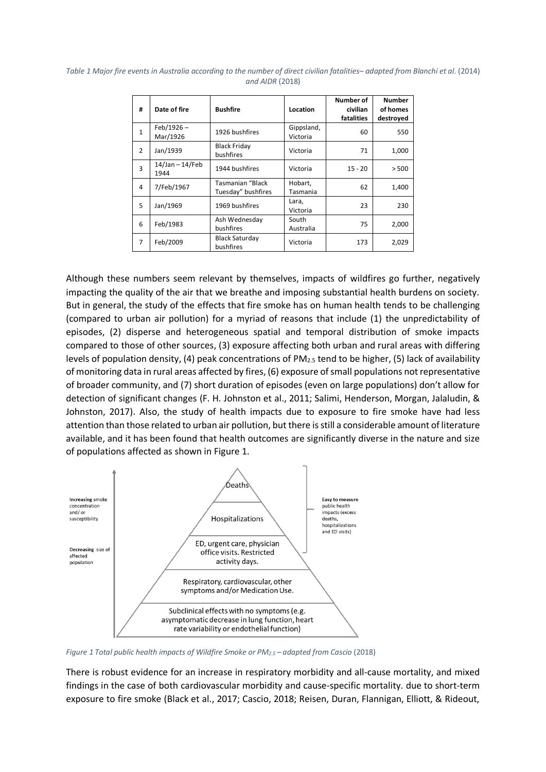*Table 1 Major fire events in Australia according to the number of direct civilian fatalities– adapted from Blanchi et al.* (2014) *and AIDR* (2018)

| # | Date of fire | Bushfire | Location | Number of civilian fatalities | Number of homes destroyed |
|---|---|---|---|---|---|
| 1 | Feb/1926 – Mar/1926 | 1926 bushfires | Gippsland, Victoria | 60 | 550 |
| 2 | Jan/1939 | Black Friday bushfires | Victoria | 71 | 1,000 |
| 3 | 14/Jan – 14/Feb 1944 | 1944 bushfires | Victoria | 15 - 20 | > 500 |
| 4 | 7/Feb/1967 | Tasmanian "Black Tuesday" bushfires | Hobart, Tasmania | 62 | 1,400 |
| 5 | Jan/1969 | 1969 bushfires | Lara, Victoria | 23 | 230 |
| 6 | Feb/1983 | Ash Wednesday bushfires | South Australia | 75 | 2,000 |
| 7 | Feb/2009 | Black Saturday bushfires | Victoria | 173 | 2,029 |

Although these numbers seem relevant by themselves, impacts of wildfires go further, negatively impacting the quality of the air that we breathe and imposing substantial health burdens on society. But in general, the study of the effects that fire smoke has on human health tends to be challenging (compared to urban air pollution) for a myriad of reasons that include (1) the unpredictability of episodes, (2) disperse and heterogeneous spatial and temporal distribution of smoke impacts compared to those of other sources, (3) exposure affecting both urban and rural areas with differing levels of population density, (4) peak concentrations of $PM_{2.5}$ tend to be higher, (5) lack of availability of monitoring data in rural areas affected by fires, (6) exposure of small populations not representative of broader community, and (7) short duration of episodes (even on large populations) don't allow for detection of significant changes (F. H. Johnston et al., 2011; Salimi, Henderson, Morgan, Jalaludin, & Johnston, 2017). Also, the study of health impacts due to exposure to fire smoke have had less attention than those related to urban air pollution, but there is still a considerable amount of literature available, and it has been found that health outcomes are significantly diverse in the nature and size of populations affected as shown in Figure 1.

*Figure 1 Total public health impacts of Wildfire Smoke or $PM_{2.5}$ – adapted from Cascio* (2018)

There is robust evidence for an increase in respiratory morbidity and all-cause mortality, and mixed findings in the case of both cardiovascular morbidity and cause-specific mortality. due to short-term exposure to fire smoke (Black et al., 2017; Cascio, 2018; Reisen, Duran, Flannigan, Elliott, & Rideout,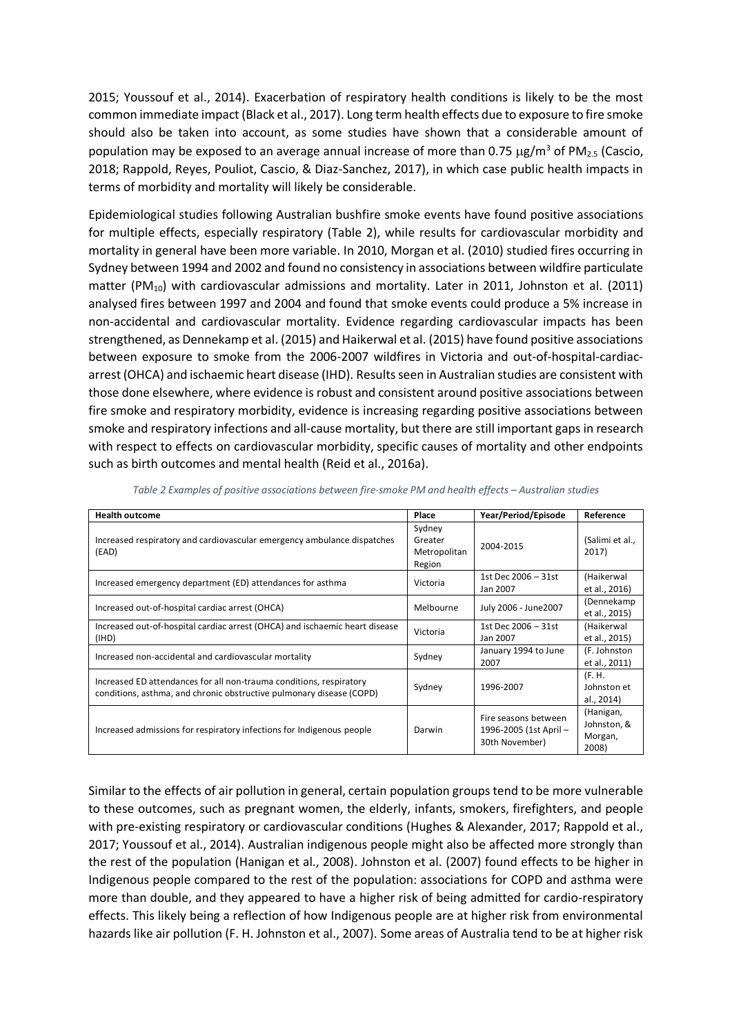2015; Youssouf et al., 2014). Exacerbation of respiratory health conditions is likely to be the most common immediate impact (Black et al., 2017). Long term health effects due to exposure to fire smoke should also be taken into account, as some studies have shown that a considerable amount of population may be exposed to an average annual increase of more than 0.75 $\mu g/m^3$ of $PM_{2.5}$ (Cascio, 2018; Rappold, Reyes, Pouliot, Cascio, & Diaz-Sanchez, 2017), in which case public health impacts in terms of morbidity and mortality will likely be considerable.

Epidemiological studies following Australian bushfire smoke events have found positive associations for multiple effects, especially respiratory (Table 2), while results for cardiovascular morbidity and mortality in general have been more variable. In 2010, Morgan et al. (2010) studied fires occurring in Sydney between 1994 and 2002 and found no consistency in associations between wildfire particulate matter ($PM_{10}$) with cardiovascular admissions and mortality. Later in 2011, Johnston et al. (2011) analysed fires between 1997 and 2004 and found that smoke events could produce a 5% increase in non-accidental and cardiovascular mortality. Evidence regarding cardiovascular impacts has been strengthened, as Dennekamp et al. (2015) and Haikerwal et al. (2015) have found positive associations between exposure to smoke from the 2006-2007 wildfires in Victoria and out-of-hospital-cardiac-arrest (OHCA) and ischaemic heart disease (IHD). Results seen in Australian studies are consistent with those done elsewhere, where evidence is robust and consistent around positive associations between fire smoke and respiratory morbidity, evidence is increasing regarding positive associations between smoke and respiratory infections and all-cause mortality, but there are still important gaps in research with respect to effects on cardiovascular morbidity, specific causes of mortality and other endpoints such as birth outcomes and mental health (Reid et al., 2016a).

*Table 2 Examples of positive associations between fire-smoke PM and health effects – Australian studies*

| Health outcome | Place | Year/Period/Episode | Reference |
|---|---|---|---|
| Increased respiratory and cardiovascular emergency ambulance dispatches (EAD) | Sydney Greater Metropolitan Region | 2004-2015 | (Salimi et al., 2017) |
| Increased emergency department (ED) attendances for asthma | Victoria | 1st Dec 2006 – 31st Jan 2007 | (Haikerwal et al., 2016) |
| Increased out-of-hospital cardiac arrest (OHCA) | Melbourne | July 2006 - June2007 | (Dennekamp et al., 2015) |
| Increased out-of-hospital cardiac arrest (OHCA) and ischaemic heart disease (IHD) | Victoria | 1st Dec 2006 – 31st Jan 2007 | (Haikerwal et al., 2015) |
| Increased non-accidental and cardiovascular mortality | Sydney | January 1994 to June 2007 | (F. Johnston et al., 2011) |
| Increased ED attendances for all non-trauma conditions, respiratory conditions, asthma, and chronic obstructive pulmonary disease (COPD) | Sydney | 1996-2007 | (F. H. Johnston et al., 2014) |
| Increased admissions for respiratory infections for Indigenous people | Darwin | Fire seasons between 1996-2005 (1st April – 30th November) | (Hanigan, Johnston, & Morgan, 2008) |

Similar to the effects of air pollution in general, certain population groups tend to be more vulnerable to these outcomes, such as pregnant women, the elderly, infants, smokers, firefighters, and people with pre-existing respiratory or cardiovascular conditions (Hughes & Alexander, 2017; Rappold et al., 2017; Youssouf et al., 2014). Australian indigenous people might also be affected more strongly than the rest of the population (Hanigan et al., 2008). Johnston et al. (2007) found effects to be higher in Indigenous people compared to the rest of the population: associations for COPD and asthma were more than double, and they appeared to have a higher risk of being admitted for cardio-respiratory effects. This likely being a reflection of how Indigenous people are at higher risk from environmental hazards like air pollution (F. H. Johnston et al., 2007). Some areas of Australia tend to be at higher risk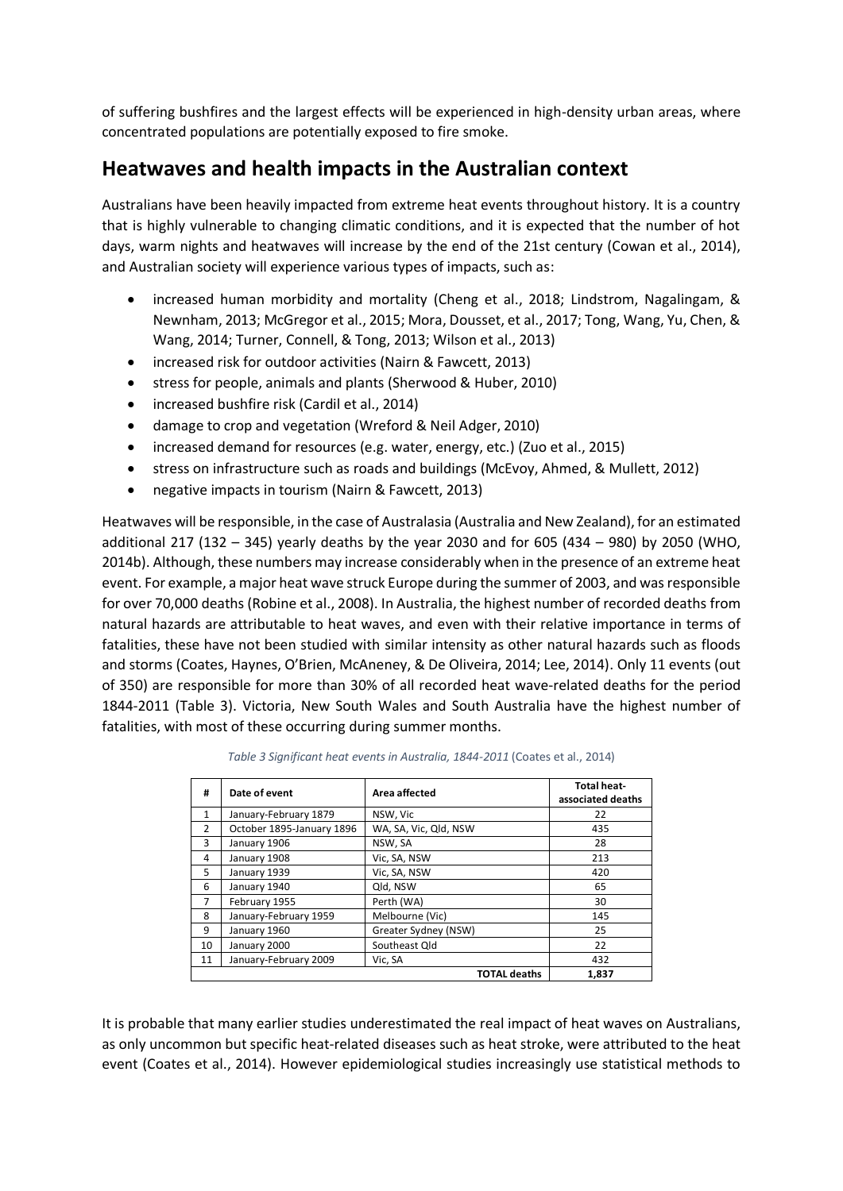of suffering bushfires and the largest effects will be experienced in high-density urban areas, where concentrated populations are potentially exposed to fire smoke.

## Heatwaves and health impacts in the Australian context

Australians have been heavily impacted from extreme heat events throughout history. It is a country that is highly vulnerable to changing climatic conditions, and it is expected that the number of hot days, warm nights and heatwaves will increase by the end of the 21st century (Cowan et al., 2014), and Australian society will experience various types of impacts, such as:

- increased human morbidity and mortality (Cheng et al., 2018; Lindstrom, Nagalingam, & Newnham, 2013; McGregor et al., 2015; Mora, Dousset, et al., 2017; Tong, Wang, Yu, Chen, & Wang, 2014; Turner, Connell, & Tong, 2013; Wilson et al., 2013)
- increased risk for outdoor activities (Nairn & Fawcett, 2013)
- stress for people, animals and plants (Sherwood & Huber, 2010)
- increased bushfire risk (Cardil et al., 2014)
- damage to crop and vegetation (Wreford & Neil Adger, 2010)
- increased demand for resources (e.g. water, energy, etc.) (Zuo et al., 2015)
- stress on infrastructure such as roads and buildings (McEvoy, Ahmed, & Mullett, 2012)
- negative impacts in tourism (Nairn & Fawcett, 2013)

Heatwaves will be responsible, in the case of Australasia (Australia and New Zealand), for an estimated additional 217 (132 – 345) yearly deaths by the year 2030 and for 605 (434 – 980) by 2050 (WHO, 2014b). Although, these numbers may increase considerably when in the presence of an extreme heat event. For example, a major heat wave struck Europe during the summer of 2003, and was responsible for over 70,000 deaths (Robine et al., 2008). In Australia, the highest number of recorded deaths from natural hazards are attributable to heat waves, and even with their relative importance in terms of fatalities, these have not been studied with similar intensity as other natural hazards such as floods and storms (Coates, Haynes, O'Brien, McAneney, & De Oliveira, 2014; Lee, 2014). Only 11 events (out of 350) are responsible for more than 30% of all recorded heat wave-related deaths for the period 1844-2011 (Table 3). Victoria, New South Wales and South Australia have the highest number of fatalities, with most of these occurring during summer months.

*Table 3 Significant heat events in Australia, 1844-2011* (Coates et al., 2014)

| # | Date of event | Area affected | Total heat-associated deaths |
|---|---|---|---|
| 1 | January-February 1879 | NSW, Vic | 22 |
| 2 | October 1895-January 1896 | WA, SA, Vic, Qld, NSW | 435 |
| 3 | January 1906 | NSW, SA | 28 |
| 4 | January 1908 | Vic, SA, NSW | 213 |
| 5 | January 1939 | Vic, SA, NSW | 420 |
| 6 | January 1940 | Qld, NSW | 65 |
| 7 | February 1955 | Perth (WA) | 30 |
| 8 | January-February 1959 | Melbourne (Vic) | 145 |
| 9 | January 1960 | Greater Sydney (NSW) | 25 |
| 10 | January 2000 | Southeast Qld | 22 |
| 11 | January-February 2009 | Vic, SA | 432 |
| | | **TOTAL deaths** | **1,837** |

It is probable that many earlier studies underestimated the real impact of heat waves on Australians, as only uncommon but specific heat-related diseases such as heat stroke, were attributed to the heat event (Coates et al., 2014). However epidemiological studies increasingly use statistical methods to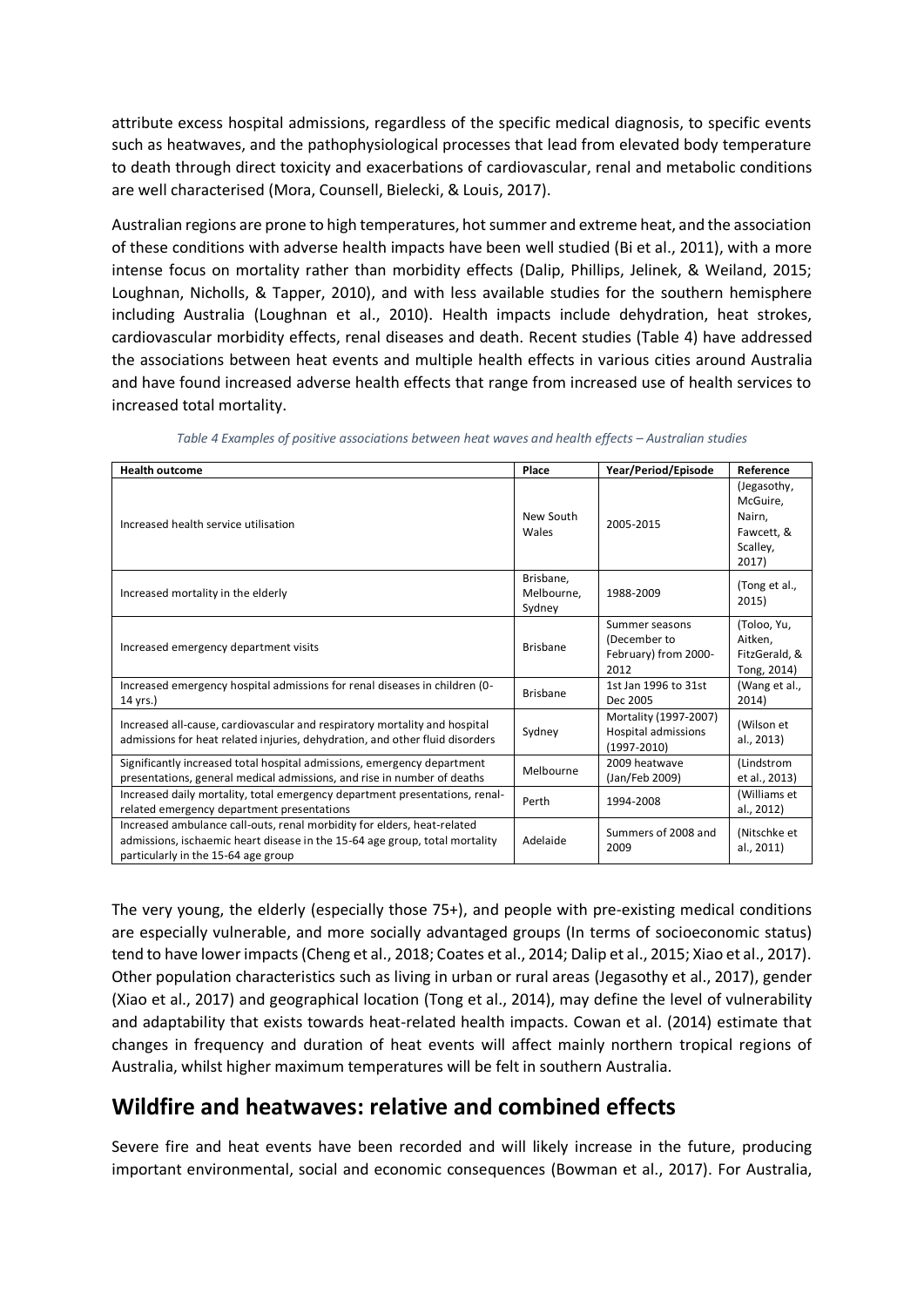attribute excess hospital admissions, regardless of the specific medical diagnosis, to specific events such as heatwaves, and the pathophysiological processes that lead from elevated body temperature to death through direct toxicity and exacerbations of cardiovascular, renal and metabolic conditions are well characterised (Mora, Counsell, Bielecki, & Louis, 2017).

Australian regions are prone to high temperatures, hot summer and extreme heat, and the association of these conditions with adverse health impacts have been well studied (Bi et al., 2011), with a more intense focus on mortality rather than morbidity effects (Dalip, Phillips, Jelinek, & Weiland, 2015; Loughnan, Nicholls, & Tapper, 2010), and with less available studies for the southern hemisphere including Australia (Loughnan et al., 2010). Health impacts include dehydration, heat strokes, cardiovascular morbidity effects, renal diseases and death. Recent studies (Table 4) have addressed the associations between heat events and multiple health effects in various cities around Australia and have found increased adverse health effects that range from increased use of health services to increased total mortality.

*Table 4 Examples of positive associations between heat waves and health effects – Australian studies*

| Health outcome | Place | Year/Period/Episode | Reference |
| --- | --- | --- | --- |
| Increased health service utilisation | New South Wales | 2005-2015 | (Jegasothy, McGuire, Nairn, Fawcett, & Scalley, 2017) |
| Increased mortality in the elderly | Brisbane, Melbourne, Sydney | 1988-2009 | (Tong et al., 2015) |
| Increased emergency department visits | Brisbane | Summer seasons (December to February) from 2000-2012 | (Toloo, Yu, Aitken, FitzGerald, & Tong, 2014) |
| Increased emergency hospital admissions for renal diseases in children (0-14 yrs.) | Brisbane | 1st Jan 1996 to 31st Dec 2005 | (Wang et al., 2014) |
| Increased all-cause, cardiovascular and respiratory mortality and hospital admissions for heat related injuries, dehydration, and other fluid disorders | Sydney | Mortality (1997-2007) Hospital admissions (1997-2010) | (Wilson et al., 2013) |
| Significantly increased total hospital admissions, emergency department presentations, general medical admissions, and rise in number of deaths | Melbourne | 2009 heatwave (Jan/Feb 2009) | (Lindstrom et al., 2013) |
| Increased daily mortality, total emergency department presentations, renal-related emergency department presentations | Perth | 1994-2008 | (Williams et al., 2012) |
| Increased ambulance call-outs, renal morbidity for elders, heat-related admissions, ischaemic heart disease in the 15-64 age group, total mortality particularly in the 15-64 age group | Adelaide | Summers of 2008 and 2009 | (Nitschke et al., 2011) |

The very young, the elderly (especially those 75+), and people with pre-existing medical conditions are especially vulnerable, and more socially advantaged groups (In terms of socioeconomic status) tend to have lower impacts (Cheng et al., 2018; Coates et al., 2014; Dalip et al., 2015; Xiao et al., 2017). Other population characteristics such as living in urban or rural areas (Jegasothy et al., 2017), gender (Xiao et al., 2017) and geographical location (Tong et al., 2014), may define the level of vulnerability and adaptability that exists towards heat-related health impacts. Cowan et al. (2014) estimate that changes in frequency and duration of heat events will affect mainly northern tropical regions of Australia, whilst higher maximum temperatures will be felt in southern Australia.

## Wildfire and heatwaves: relative and combined effects

Severe fire and heat events have been recorded and will likely increase in the future, producing important environmental, social and economic consequences (Bowman et al., 2017). For Australia,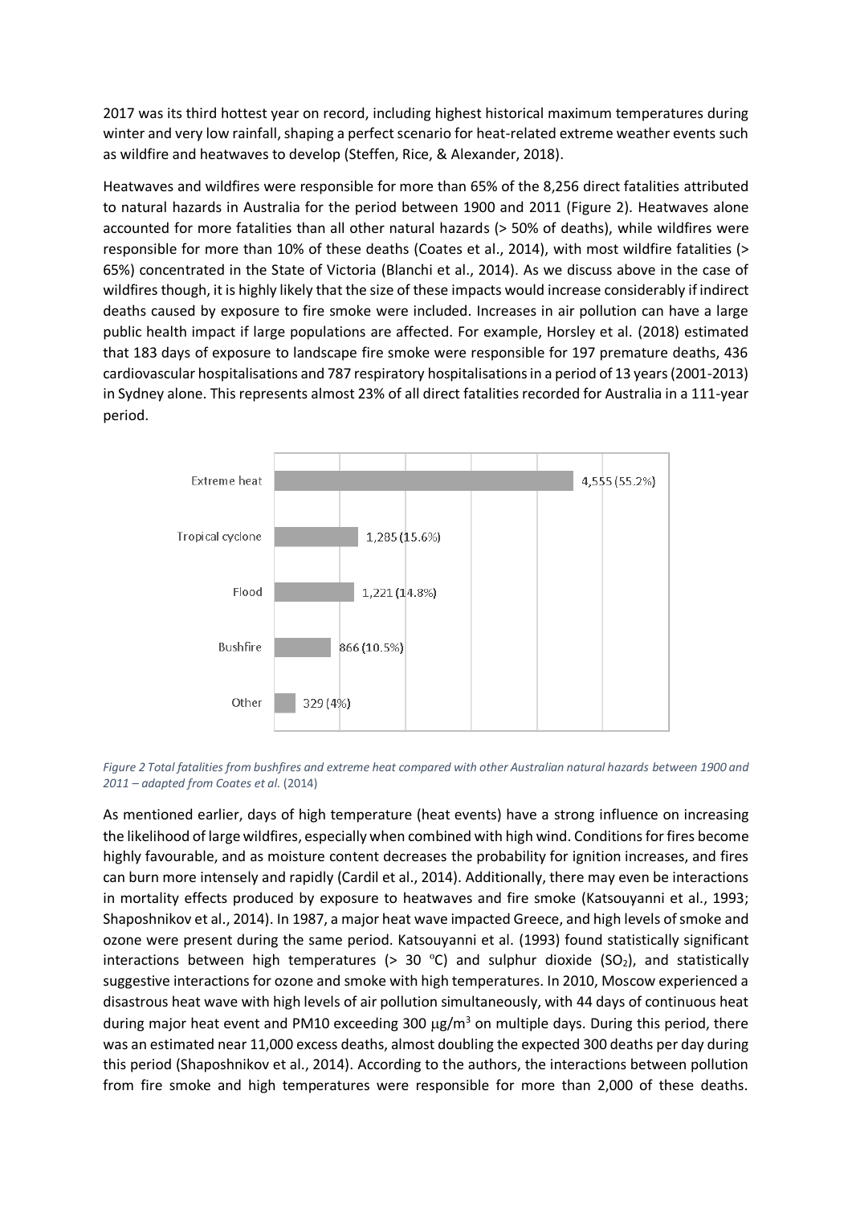2017 was its third hottest year on record, including highest historical maximum temperatures during winter and very low rainfall, shaping a perfect scenario for heat-related extreme weather events such as wildfire and heatwaves to develop (Steffen, Rice, & Alexander, 2018).

Heatwaves and wildfires were responsible for more than 65% of the 8,256 direct fatalities attributed to natural hazards in Australia for the period between 1900 and 2011 (Figure 2). Heatwaves alone accounted for more fatalities than all other natural hazards (> 50% of deaths), while wildfires were responsible for more than 10% of these deaths (Coates et al., 2014), with most wildfire fatalities (> 65%) concentrated in the State of Victoria (Blanchi et al., 2014). As we discuss above in the case of wildfires though, it is highly likely that the size of these impacts would increase considerably if indirect deaths caused by exposure to fire smoke were included. Increases in air pollution can have a large public health impact if large populations are affected. For example, Horsley et al. (2018) estimated that 183 days of exposure to landscape fire smoke were responsible for 197 premature deaths, 436 cardiovascular hospitalisations and 787 respiratory hospitalisations in a period of 13 years (2001-2013) in Sydney alone. This represents almost 23% of all direct fatalities recorded for Australia in a 111-year period.

| Hazard | Fatalities |
|---|---|
| Extreme heat | 4,555 (55.2%) |
| Tropical cyclone | 1,285 (15.6%) |
| Flood | 1,221 (14.8%) |
| Bushfire | 866 (10.5%) |
| Other | 329 (4%) |

*Figure 2 Total fatalities from bushfires and extreme heat compared with other Australian natural hazards between 1900 and 2011 – adapted from Coates et al. (2014)*

As mentioned earlier, days of high temperature (heat events) have a strong influence on increasing the likelihood of large wildfires, especially when combined with high wind. Conditions for fires become highly favourable, and as moisture content decreases the probability for ignition increases, and fires can burn more intensely and rapidly (Cardil et al., 2014). Additionally, there may even be interactions in mortality effects produced by exposure to heatwaves and fire smoke (Katsouyanni et al., 1993; Shaposhnikov et al., 2014). In 1987, a major heat wave impacted Greece, and high levels of smoke and ozone were present during the same period. Katsouyanni et al. (1993) found statistically significant interactions between high temperatures (> 30 $^{o}$C) and sulphur dioxide ($SO_2$), and statistically suggestive interactions for ozone and smoke with high temperatures. In 2010, Moscow experienced a disastrous heat wave with high levels of air pollution simultaneously, with 44 days of continuous heat during major heat event and PM10 exceeding 300 $\mu g/m^3$ on multiple days. During this period, there was an estimated near 11,000 excess deaths, almost doubling the expected 300 deaths per day during this period (Shaposhnikov et al., 2014). According to the authors, the interactions between pollution from fire smoke and high temperatures were responsible for more than 2,000 of these deaths.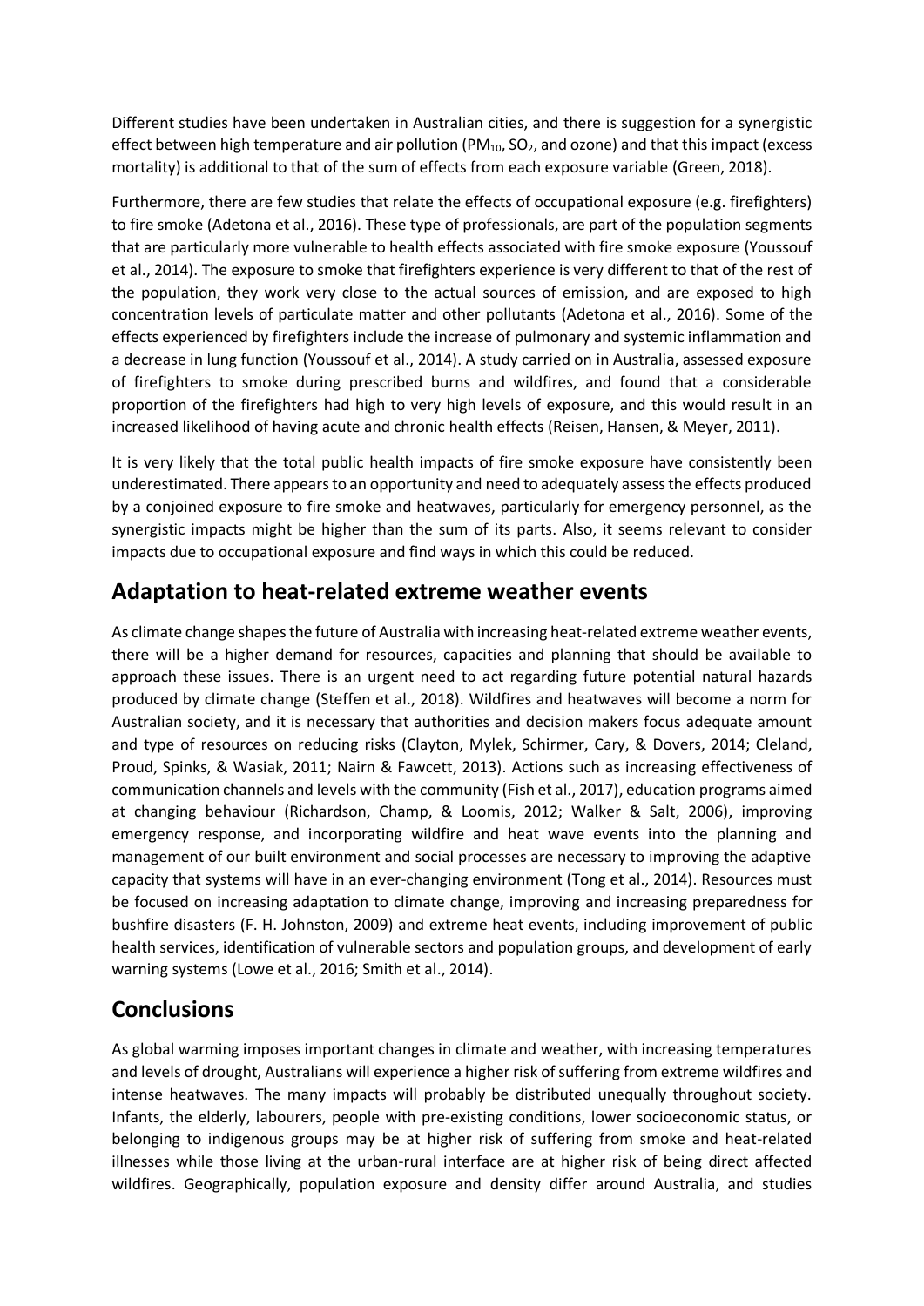Different studies have been undertaken in Australian cities, and there is suggestion for a synergistic effect between high temperature and air pollution ($PM_{10}$, $SO_2$, and ozone) and that this impact (excess mortality) is additional to that of the sum of effects from each exposure variable (Green, 2018).

Furthermore, there are few studies that relate the effects of occupational exposure (e.g. firefighters) to fire smoke (Adetona et al., 2016). These type of professionals, are part of the population segments that are particularly more vulnerable to health effects associated with fire smoke exposure (Youssouf et al., 2014). The exposure to smoke that firefighters experience is very different to that of the rest of the population, they work very close to the actual sources of emission, and are exposed to high concentration levels of particulate matter and other pollutants (Adetona et al., 2016). Some of the effects experienced by firefighters include the increase of pulmonary and systemic inflammation and a decrease in lung function (Youssouf et al., 2014). A study carried on in Australia, assessed exposure of firefighters to smoke during prescribed burns and wildfires, and found that a considerable proportion of the firefighters had high to very high levels of exposure, and this would result in an increased likelihood of having acute and chronic health effects (Reisen, Hansen, & Meyer, 2011).

It is very likely that the total public health impacts of fire smoke exposure have consistently been underestimated. There appears to an opportunity and need to adequately assess the effects produced by a conjoined exposure to fire smoke and heatwaves, particularly for emergency personnel, as the synergistic impacts might be higher than the sum of its parts. Also, it seems relevant to consider impacts due to occupational exposure and find ways in which this could be reduced.

## Adaptation to heat-related extreme weather events

As climate change shapes the future of Australia with increasing heat-related extreme weather events, there will be a higher demand for resources, capacities and planning that should be available to approach these issues. There is an urgent need to act regarding future potential natural hazards produced by climate change (Steffen et al., 2018). Wildfires and heatwaves will become a norm for Australian society, and it is necessary that authorities and decision makers focus adequate amount and type of resources on reducing risks (Clayton, Mylek, Schirmer, Cary, & Dovers, 2014; Cleland, Proud, Spinks, & Wasiak, 2011; Nairn & Fawcett, 2013). Actions such as increasing effectiveness of communication channels and levels with the community (Fish et al., 2017), education programs aimed at changing behaviour (Richardson, Champ, & Loomis, 2012; Walker & Salt, 2006), improving emergency response, and incorporating wildfire and heat wave events into the planning and management of our built environment and social processes are necessary to improving the adaptive capacity that systems will have in an ever-changing environment (Tong et al., 2014). Resources must be focused on increasing adaptation to climate change, improving and increasing preparedness for bushfire disasters (F. H. Johnston, 2009) and extreme heat events, including improvement of public health services, identification of vulnerable sectors and population groups, and development of early warning systems (Lowe et al., 2016; Smith et al., 2014).

## Conclusions

As global warming imposes important changes in climate and weather, with increasing temperatures and levels of drought, Australians will experience a higher risk of suffering from extreme wildfires and intense heatwaves. The many impacts will probably be distributed unequally throughout society. Infants, the elderly, labourers, people with pre-existing conditions, lower socioeconomic status, or belonging to indigenous groups may be at higher risk of suffering from smoke and heat-related illnesses while those living at the urban-rural interface are at higher risk of being direct affected wildfires. Geographically, population exposure and density differ around Australia, and studies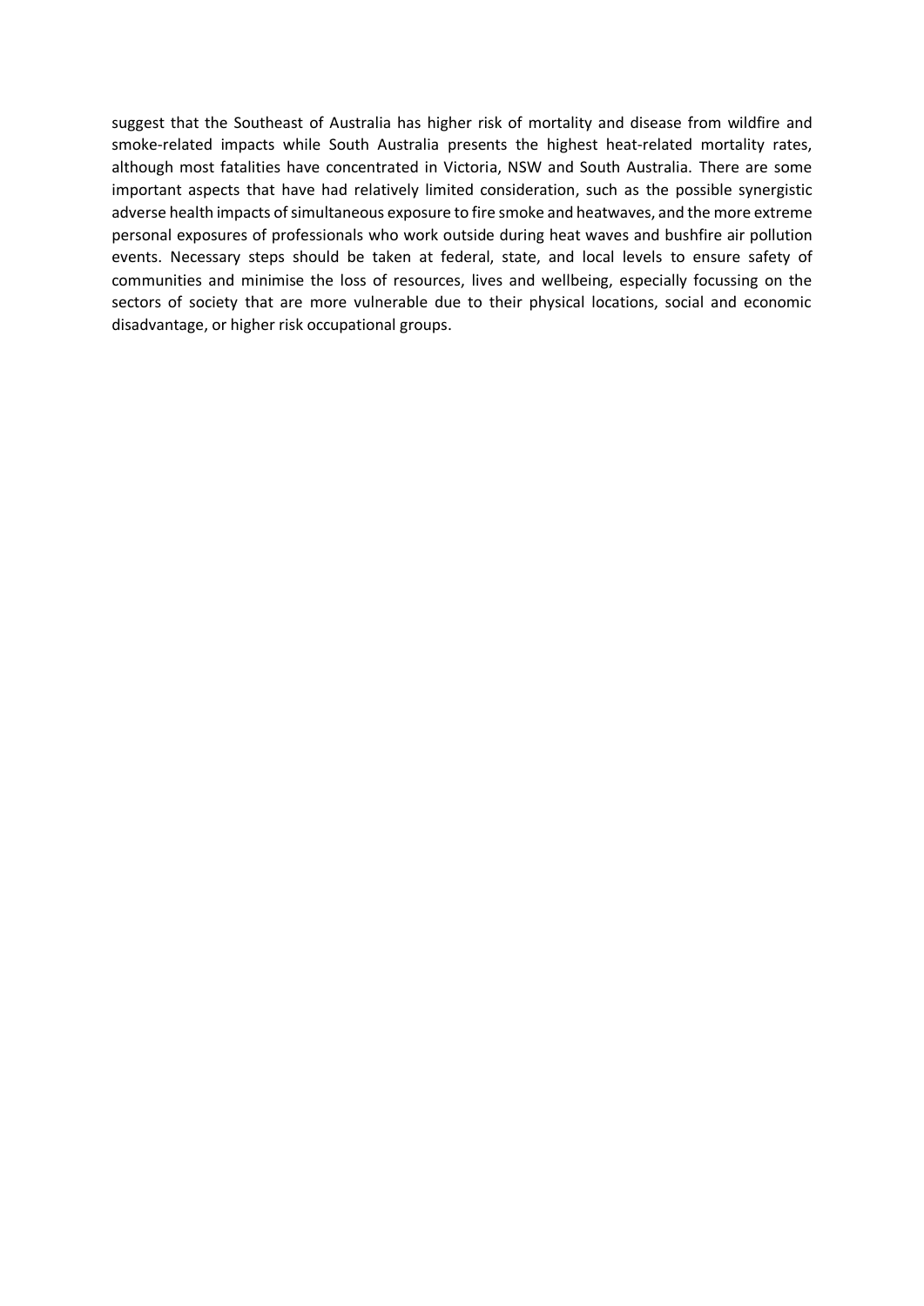suggest that the Southeast of Australia has higher risk of mortality and disease from wildfire and smoke-related impacts while South Australia presents the highest heat-related mortality rates, although most fatalities have concentrated in Victoria, NSW and South Australia. There are some important aspects that have had relatively limited consideration, such as the possible synergistic adverse health impacts of simultaneous exposure to fire smoke and heatwaves, and the more extreme personal exposures of professionals who work outside during heat waves and bushfire air pollution events. Necessary steps should be taken at federal, state, and local levels to ensure safety of communities and minimise the loss of resources, lives and wellbeing, especially focussing on the sectors of society that are more vulnerable due to their physical locations, social and economic disadvantage, or higher risk occupational groups.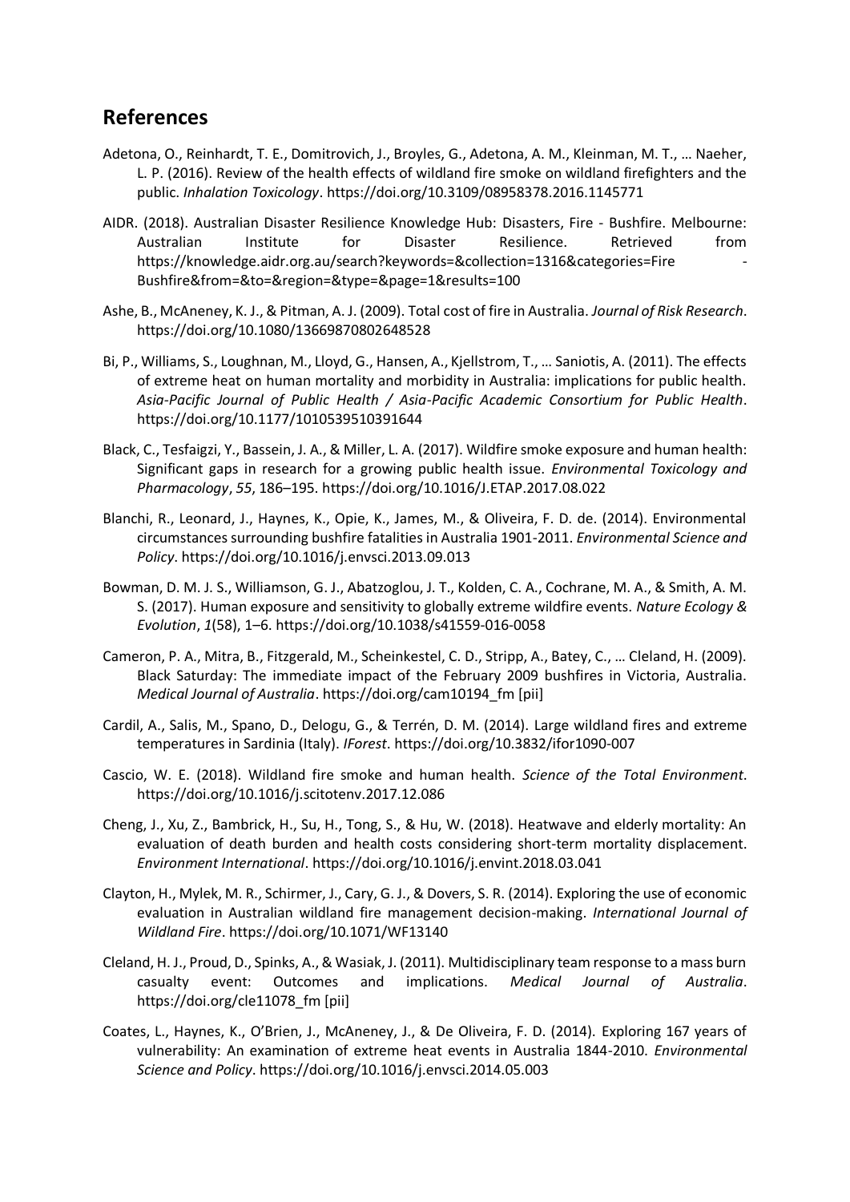## References

Adetona, O., Reinhardt, T. E., Domitrovich, J., Broyles, G., Adetona, A. M., Kleinman, M. T., … Naeher, L. P. (2016). Review of the health effects of wildland fire smoke on wildland firefighters and the public. *Inhalation Toxicology*. https://doi.org/10.3109/08958378.2016.1145771

AIDR. (2018). Australian Disaster Resilience Knowledge Hub: Disasters, Fire - Bushfire. Melbourne: Australian Institute for Disaster Resilience. Retrieved from https://knowledge.aidr.org.au/search?keywords=&collection=1316&categories=Fire - Bushfire&from=&to=&region=&type=&page=1&results=100

Ashe, B., McAneney, K. J., & Pitman, A. J. (2009). Total cost of fire in Australia. *Journal of Risk Research*. https://doi.org/10.1080/13669870802648528

Bi, P., Williams, S., Loughnan, M., Lloyd, G., Hansen, A., Kjellstrom, T., … Saniotis, A. (2011). The effects of extreme heat on human mortality and morbidity in Australia: implications for public health. *Asia-Pacific Journal of Public Health / Asia-Pacific Academic Consortium for Public Health*. https://doi.org/10.1177/1010539510391644

Black, C., Tesfaigzi, Y., Bassein, J. A., & Miller, L. A. (2017). Wildfire smoke exposure and human health: Significant gaps in research for a growing public health issue. *Environmental Toxicology and Pharmacology*, *55*, 186–195. https://doi.org/10.1016/J.ETAP.2017.08.022

Blanchi, R., Leonard, J., Haynes, K., Opie, K., James, M., & Oliveira, F. D. de. (2014). Environmental circumstances surrounding bushfire fatalities in Australia 1901-2011. *Environmental Science and Policy*. https://doi.org/10.1016/j.envsci.2013.09.013

Bowman, D. M. J. S., Williamson, G. J., Abatzoglou, J. T., Kolden, C. A., Cochrane, M. A., & Smith, A. M. S. (2017). Human exposure and sensitivity to globally extreme wildfire events. *Nature Ecology & Evolution*, *1*(58), 1–6. https://doi.org/10.1038/s41559-016-0058

Cameron, P. A., Mitra, B., Fitzgerald, M., Scheinkestel, C. D., Stripp, A., Batey, C., … Cleland, H. (2009). Black Saturday: The immediate impact of the February 2009 bushfires in Victoria, Australia. *Medical Journal of Australia*. https://doi.org/cam10194_fm [pii]

Cardil, A., Salis, M., Spano, D., Delogu, G., & Terrén, D. M. (2014). Large wildland fires and extreme temperatures in Sardinia (Italy). *IForest*. https://doi.org/10.3832/ifor1090-007

Cascio, W. E. (2018). Wildland fire smoke and human health. *Science of the Total Environment*. https://doi.org/10.1016/j.scitotenv.2017.12.086

Cheng, J., Xu, Z., Bambrick, H., Su, H., Tong, S., & Hu, W. (2018). Heatwave and elderly mortality: An evaluation of death burden and health costs considering short-term mortality displacement. *Environment International*. https://doi.org/10.1016/j.envint.2018.03.041

Clayton, H., Mylek, M. R., Schirmer, J., Cary, G. J., & Dovers, S. R. (2014). Exploring the use of economic evaluation in Australian wildland fire management decision-making. *International Journal of Wildland Fire*. https://doi.org/10.1071/WF13140

Cleland, H. J., Proud, D., Spinks, A., & Wasiak, J. (2011). Multidisciplinary team response to a mass burn casualty event: Outcomes and implications. *Medical Journal of Australia*. https://doi.org/cle11078_fm [pii]

Coates, L., Haynes, K., O'Brien, J., McAneney, J., & De Oliveira, F. D. (2014). Exploring 167 years of vulnerability: An examination of extreme heat events in Australia 1844-2010. *Environmental Science and Policy*. https://doi.org/10.1016/j.envsci.2014.05.003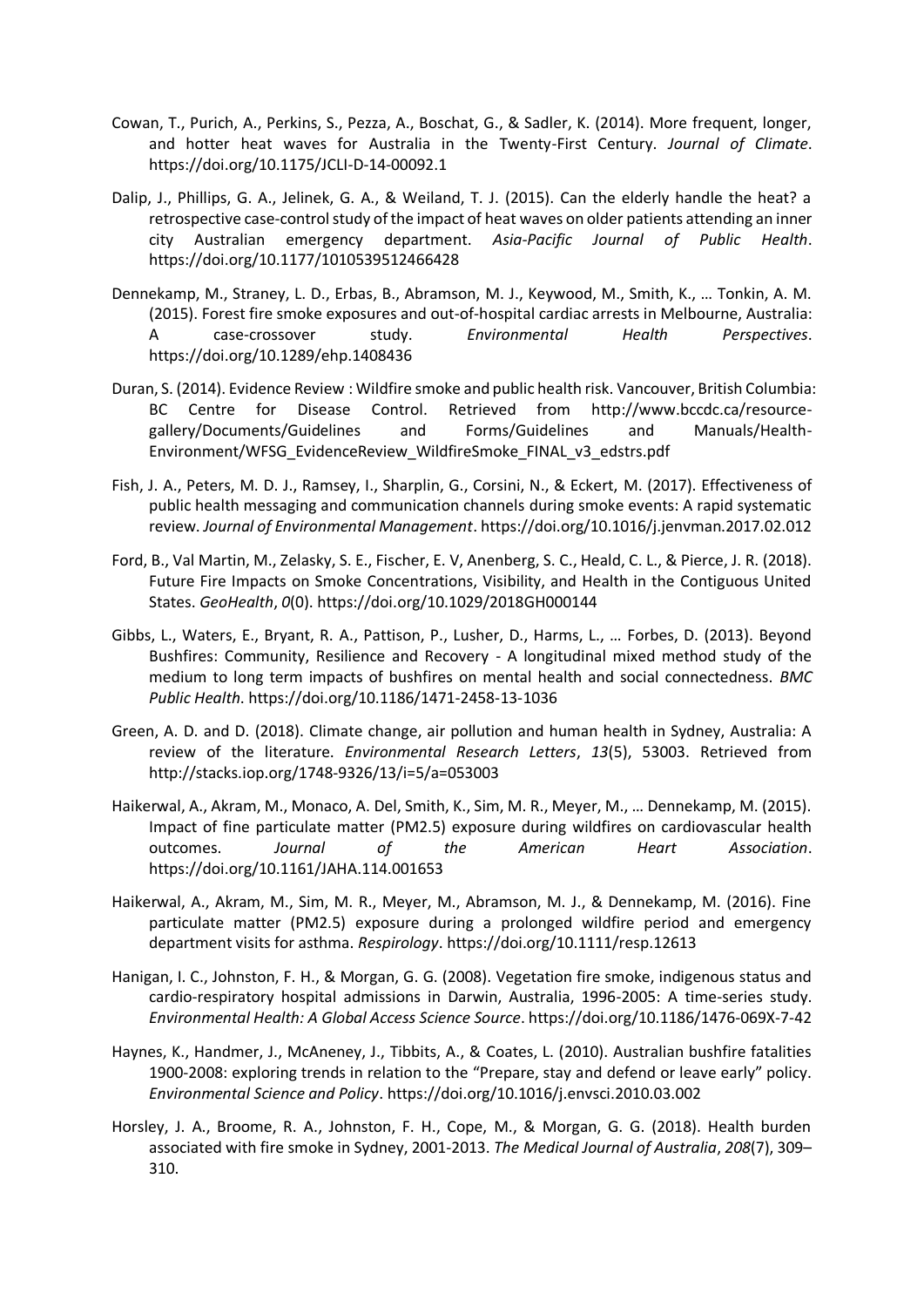Cowan, T., Purich, A., Perkins, S., Pezza, A., Boschat, G., & Sadler, K. (2014). More frequent, longer, and hotter heat waves for Australia in the Twenty-First Century. *Journal of Climate*. https://doi.org/10.1175/JCLI-D-14-00092.1

Dalip, J., Phillips, G. A., Jelinek, G. A., & Weiland, T. J. (2015). Can the elderly handle the heat? a retrospective case-control study of the impact of heat waves on older patients attending an inner city Australian emergency department. *Asia-Pacific Journal of Public Health*. https://doi.org/10.1177/1010539512466428

Dennekamp, M., Straney, L. D., Erbas, B., Abramson, M. J., Keywood, M., Smith, K., … Tonkin, A. M. (2015). Forest fire smoke exposures and out-of-hospital cardiac arrests in Melbourne, Australia: A case-crossover study. *Environmental Health Perspectives*. https://doi.org/10.1289/ehp.1408436

Duran, S. (2014). Evidence Review : Wildfire smoke and public health risk. Vancouver, British Columbia: BC Centre for Disease Control. Retrieved from http://www.bccdc.ca/resource-gallery/Documents/Guidelines and Forms/Guidelines and Manuals/Health-Environment/WFSG_EvidenceReview_WildfireSmoke_FINAL_v3_edstrs.pdf

Fish, J. A., Peters, M. D. J., Ramsey, I., Sharplin, G., Corsini, N., & Eckert, M. (2017). Effectiveness of public health messaging and communication channels during smoke events: A rapid systematic review. *Journal of Environmental Management*. https://doi.org/10.1016/j.jenvman.2017.02.012

Ford, B., Val Martin, M., Zelasky, S. E., Fischer, E. V, Anenberg, S. C., Heald, C. L., & Pierce, J. R. (2018). Future Fire Impacts on Smoke Concentrations, Visibility, and Health in the Contiguous United States. *GeoHealth*, *0*(0). https://doi.org/10.1029/2018GH000144

Gibbs, L., Waters, E., Bryant, R. A., Pattison, P., Lusher, D., Harms, L., … Forbes, D. (2013). Beyond Bushfires: Community, Resilience and Recovery - A longitudinal mixed method study of the medium to long term impacts of bushfires on mental health and social connectedness. *BMC Public Health*. https://doi.org/10.1186/1471-2458-13-1036

Green, A. D. and D. (2018). Climate change, air pollution and human health in Sydney, Australia: A review of the literature. *Environmental Research Letters*, *13*(5), 53003. Retrieved from http://stacks.iop.org/1748-9326/13/i=5/a=053003

Haikerwal, A., Akram, M., Monaco, A. Del, Smith, K., Sim, M. R., Meyer, M., … Dennekamp, M. (2015). Impact of fine particulate matter (PM2.5) exposure during wildfires on cardiovascular health outcomes. *Journal of the American Heart Association*. https://doi.org/10.1161/JAHA.114.001653

Haikerwal, A., Akram, M., Sim, M. R., Meyer, M., Abramson, M. J., & Dennekamp, M. (2016). Fine particulate matter (PM2.5) exposure during a prolonged wildfire period and emergency department visits for asthma. *Respirology*. https://doi.org/10.1111/resp.12613

Hanigan, I. C., Johnston, F. H., & Morgan, G. G. (2008). Vegetation fire smoke, indigenous status and cardio-respiratory hospital admissions in Darwin, Australia, 1996-2005: A time-series study. *Environmental Health: A Global Access Science Source*. https://doi.org/10.1186/1476-069X-7-42

Haynes, K., Handmer, J., McAneney, J., Tibbits, A., & Coates, L. (2010). Australian bushfire fatalities 1900-2008: exploring trends in relation to the "Prepare, stay and defend or leave early" policy. *Environmental Science and Policy*. https://doi.org/10.1016/j.envsci.2010.03.002

Horsley, J. A., Broome, R. A., Johnston, F. H., Cope, M., & Morgan, G. G. (2018). Health burden associated with fire smoke in Sydney, 2001-2013. *The Medical Journal of Australia*, *208*(7), 309–310.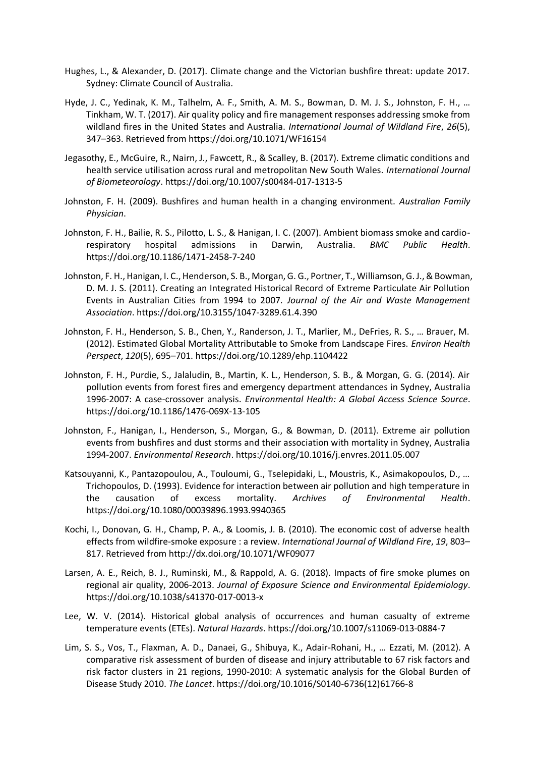Hughes, L., & Alexander, D. (2017). Climate change and the Victorian bushfire threat: update 2017. Sydney: Climate Council of Australia.

Hyde, J. C., Yedinak, K. M., Talhelm, A. F., Smith, A. M. S., Bowman, D. M. J. S., Johnston, F. H., … Tinkham, W. T. (2017). Air quality policy and fire management responses addressing smoke from wildland fires in the United States and Australia. *International Journal of Wildland Fire*, *26*(5), 347–363. Retrieved from https://doi.org/10.1071/WF16154

Jegasothy, E., McGuire, R., Nairn, J., Fawcett, R., & Scalley, B. (2017). Extreme climatic conditions and health service utilisation across rural and metropolitan New South Wales. *International Journal of Biometeorology*. https://doi.org/10.1007/s00484-017-1313-5

Johnston, F. H. (2009). Bushfires and human health in a changing environment. *Australian Family Physician*.

Johnston, F. H., Bailie, R. S., Pilotto, L. S., & Hanigan, I. C. (2007). Ambient biomass smoke and cardio-respiratory hospital admissions in Darwin, Australia. *BMC Public Health*. https://doi.org/10.1186/1471-2458-7-240

Johnston, F. H., Hanigan, I. C., Henderson, S. B., Morgan, G. G., Portner, T., Williamson, G. J., & Bowman, D. M. J. S. (2011). Creating an Integrated Historical Record of Extreme Particulate Air Pollution Events in Australian Cities from 1994 to 2007. *Journal of the Air and Waste Management Association*. https://doi.org/10.3155/1047-3289.61.4.390

Johnston, F. H., Henderson, S. B., Chen, Y., Randerson, J. T., Marlier, M., DeFries, R. S., … Brauer, M. (2012). Estimated Global Mortality Attributable to Smoke from Landscape Fires. *Environ Health Perspect*, *120*(5), 695–701. https://doi.org/10.1289/ehp.1104422

Johnston, F. H., Purdie, S., Jalaludin, B., Martin, K. L., Henderson, S. B., & Morgan, G. G. (2014). Air pollution events from forest fires and emergency department attendances in Sydney, Australia 1996-2007: A case-crossover analysis. *Environmental Health: A Global Access Science Source*. https://doi.org/10.1186/1476-069X-13-105

Johnston, F., Hanigan, I., Henderson, S., Morgan, G., & Bowman, D. (2011). Extreme air pollution events from bushfires and dust storms and their association with mortality in Sydney, Australia 1994-2007. *Environmental Research*. https://doi.org/10.1016/j.envres.2011.05.007

Katsouyanni, K., Pantazopoulou, A., Touloumi, G., Tselepidaki, L., Moustris, K., Asimakopoulos, D., … Trichopoulos, D. (1993). Evidence for interaction between air pollution and high temperature in the causation of excess mortality. *Archives of Environmental Health*. https://doi.org/10.1080/00039896.1993.9940365

Kochi, I., Donovan, G. H., Champ, P. A., & Loomis, J. B. (2010). The economic cost of adverse health effects from wildfire-smoke exposure : a review. *International Journal of Wildland Fire*, *19*, 803–817. Retrieved from http://dx.doi.org/10.1071/WF09077

Larsen, A. E., Reich, B. J., Ruminski, M., & Rappold, A. G. (2018). Impacts of fire smoke plumes on regional air quality, 2006-2013. *Journal of Exposure Science and Environmental Epidemiology*. https://doi.org/10.1038/s41370-017-0013-x

Lee, W. V. (2014). Historical global analysis of occurrences and human casualty of extreme temperature events (ETEs). *Natural Hazards*. https://doi.org/10.1007/s11069-013-0884-7

Lim, S. S., Vos, T., Flaxman, A. D., Danaei, G., Shibuya, K., Adair-Rohani, H., … Ezzati, M. (2012). A comparative risk assessment of burden of disease and injury attributable to 67 risk factors and risk factor clusters in 21 regions, 1990-2010: A systematic analysis for the Global Burden of Disease Study 2010. *The Lancet*. https://doi.org/10.1016/S0140-6736(12)61766-8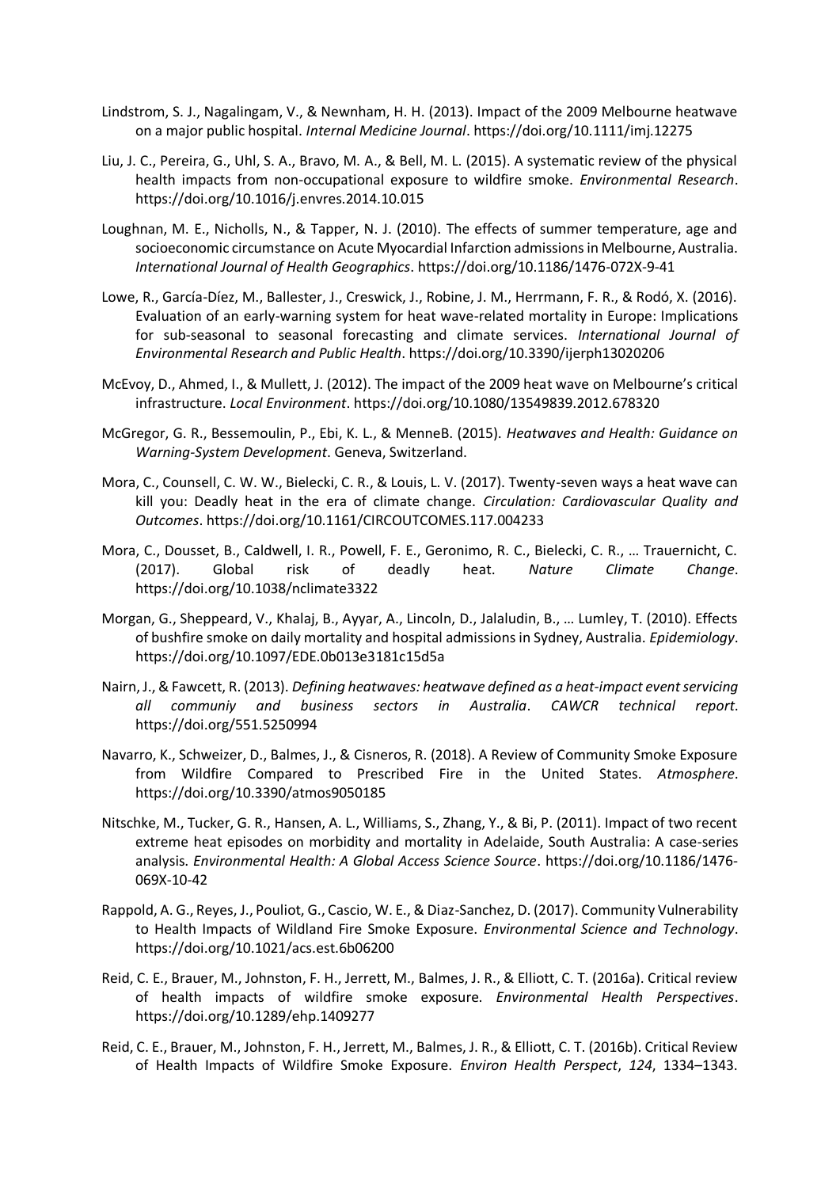Lindstrom, S. J., Nagalingam, V., & Newnham, H. H. (2013). Impact of the 2009 Melbourne heatwave on a major public hospital. *Internal Medicine Journal*. https://doi.org/10.1111/imj.12275

Liu, J. C., Pereira, G., Uhl, S. A., Bravo, M. A., & Bell, M. L. (2015). A systematic review of the physical health impacts from non-occupational exposure to wildfire smoke. *Environmental Research*. https://doi.org/10.1016/j.envres.2014.10.015

Loughnan, M. E., Nicholls, N., & Tapper, N. J. (2010). The effects of summer temperature, age and socioeconomic circumstance on Acute Myocardial Infarction admissions in Melbourne, Australia. *International Journal of Health Geographics*. https://doi.org/10.1186/1476-072X-9-41

Lowe, R., García-Díez, M., Ballester, J., Creswick, J., Robine, J. M., Herrmann, F. R., & Rodó, X. (2016). Evaluation of an early-warning system for heat wave-related mortality in Europe: Implications for sub-seasonal to seasonal forecasting and climate services. *International Journal of Environmental Research and Public Health*. https://doi.org/10.3390/ijerph13020206

McEvoy, D., Ahmed, I., & Mullett, J. (2012). The impact of the 2009 heat wave on Melbourne's critical infrastructure. *Local Environment*. https://doi.org/10.1080/13549839.2012.678320

McGregor, G. R., Bessemoulin, P., Ebi, K. L., & MenneB. (2015). *Heatwaves and Health: Guidance on Warning-System Development*. Geneva, Switzerland.

Mora, C., Counsell, C. W. W., Bielecki, C. R., & Louis, L. V. (2017). Twenty-seven ways a heat wave can kill you: Deadly heat in the era of climate change. *Circulation: Cardiovascular Quality and Outcomes*. https://doi.org/10.1161/CIRCOUTCOMES.117.004233

Mora, C., Dousset, B., Caldwell, I. R., Powell, F. E., Geronimo, R. C., Bielecki, C. R., … Trauernicht, C. (2017). Global risk of deadly heat. *Nature Climate Change*. https://doi.org/10.1038/nclimate3322

Morgan, G., Sheppeard, V., Khalaj, B., Ayyar, A., Lincoln, D., Jalaludin, B., … Lumley, T. (2010). Effects of bushfire smoke on daily mortality and hospital admissions in Sydney, Australia. *Epidemiology*. https://doi.org/10.1097/EDE.0b013e3181c15d5a

Nairn, J., & Fawcett, R. (2013). *Defining heatwaves: heatwave defined as a heat-impact event servicing all communiy and business sectors in Australia*. *CAWCR technical report*. https://doi.org/551.5250994

Navarro, K., Schweizer, D., Balmes, J., & Cisneros, R. (2018). A Review of Community Smoke Exposure from Wildfire Compared to Prescribed Fire in the United States. *Atmosphere*. https://doi.org/10.3390/atmos9050185

Nitschke, M., Tucker, G. R., Hansen, A. L., Williams, S., Zhang, Y., & Bi, P. (2011). Impact of two recent extreme heat episodes on morbidity and mortality in Adelaide, South Australia: A case-series analysis. *Environmental Health: A Global Access Science Source*. https://doi.org/10.1186/1476-069X-10-42

Rappold, A. G., Reyes, J., Pouliot, G., Cascio, W. E., & Diaz-Sanchez, D. (2017). Community Vulnerability to Health Impacts of Wildland Fire Smoke Exposure. *Environmental Science and Technology*. https://doi.org/10.1021/acs.est.6b06200

Reid, C. E., Brauer, M., Johnston, F. H., Jerrett, M., Balmes, J. R., & Elliott, C. T. (2016a). Critical review of health impacts of wildfire smoke exposure. *Environmental Health Perspectives*. https://doi.org/10.1289/ehp.1409277

Reid, C. E., Brauer, M., Johnston, F. H., Jerrett, M., Balmes, J. R., & Elliott, C. T. (2016b). Critical Review of Health Impacts of Wildfire Smoke Exposure. *Environ Health Perspect*, *124*, 1334–1343.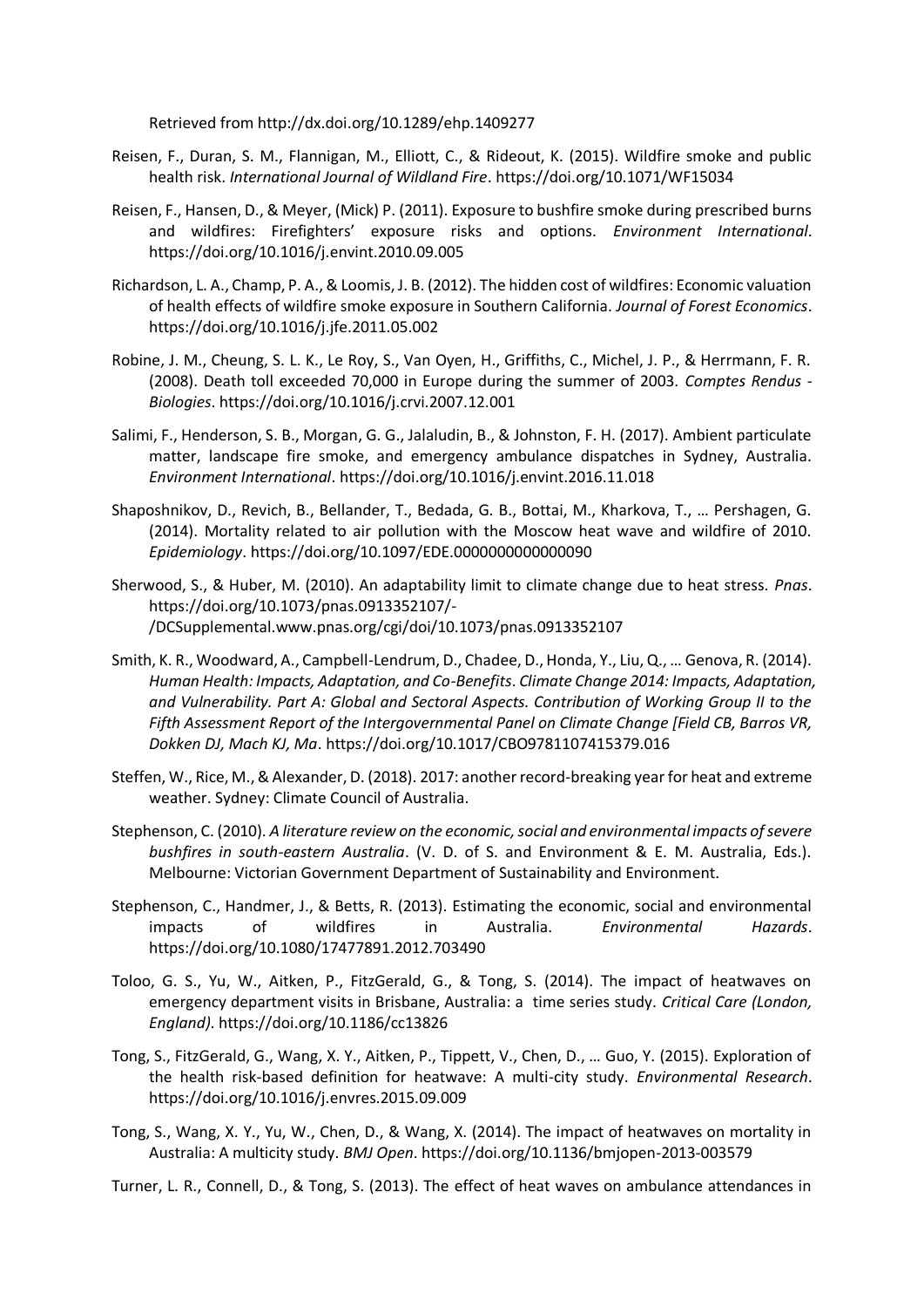Retrieved from http://dx.doi.org/10.1289/ehp.1409277

Reisen, F., Duran, S. M., Flannigan, M., Elliott, C., & Rideout, K. (2015). Wildfire smoke and public health risk. *International Journal of Wildland Fire*. https://doi.org/10.1071/WF15034

Reisen, F., Hansen, D., & Meyer, (Mick) P. (2011). Exposure to bushfire smoke during prescribed burns and wildfires: Firefighters' exposure risks and options. *Environment International*. https://doi.org/10.1016/j.envint.2010.09.005

Richardson, L. A., Champ, P. A., & Loomis, J. B. (2012). The hidden cost of wildfires: Economic valuation of health effects of wildfire smoke exposure in Southern California. *Journal of Forest Economics*. https://doi.org/10.1016/j.jfe.2011.05.002

Robine, J. M., Cheung, S. L. K., Le Roy, S., Van Oyen, H., Griffiths, C., Michel, J. P., & Herrmann, F. R. (2008). Death toll exceeded 70,000 in Europe during the summer of 2003. *Comptes Rendus - Biologies*. https://doi.org/10.1016/j.crvi.2007.12.001

Salimi, F., Henderson, S. B., Morgan, G. G., Jalaludin, B., & Johnston, F. H. (2017). Ambient particulate matter, landscape fire smoke, and emergency ambulance dispatches in Sydney, Australia. *Environment International*. https://doi.org/10.1016/j.envint.2016.11.018

Shaposhnikov, D., Revich, B., Bellander, T., Bedada, G. B., Bottai, M., Kharkova, T., … Pershagen, G. (2014). Mortality related to air pollution with the Moscow heat wave and wildfire of 2010. *Epidemiology*. https://doi.org/10.1097/EDE.0000000000000090

Sherwood, S., & Huber, M. (2010). An adaptability limit to climate change due to heat stress. *Pnas*. https://doi.org/10.1073/pnas.0913352107/-/DCSupplemental.www.pnas.org/cgi/doi/10.1073/pnas.0913352107

Smith, K. R., Woodward, A., Campbell-Lendrum, D., Chadee, D., Honda, Y., Liu, Q., … Genova, R. (2014). *Human Health: Impacts, Adaptation, and Co-Benefits*. *Climate Change 2014: Impacts, Adaptation, and Vulnerability. Part A: Global and Sectoral Aspects. Contribution of Working Group II to the Fifth Assessment Report of the Intergovernmental Panel on Climate Change [Field CB, Barros VR, Dokken DJ, Mach KJ, Ma*. https://doi.org/10.1017/CBO9781107415379.016

Steffen, W., Rice, M., & Alexander, D. (2018). 2017: another record-breaking year for heat and extreme weather. Sydney: Climate Council of Australia.

Stephenson, C. (2010). *A literature review on the economic, social and environmental impacts of severe bushfires in south-eastern Australia*. (V. D. of S. and Environment & E. M. Australia, Eds.). Melbourne: Victorian Government Department of Sustainability and Environment.

Stephenson, C., Handmer, J., & Betts, R. (2013). Estimating the economic, social and environmental impacts of wildfires in Australia. *Environmental Hazards*. https://doi.org/10.1080/17477891.2012.703490

Toloo, G. S., Yu, W., Aitken, P., FitzGerald, G., & Tong, S. (2014). The impact of heatwaves on emergency department visits in Brisbane, Australia: a time series study. *Critical Care (London, England)*. https://doi.org/10.1186/cc13826

Tong, S., FitzGerald, G., Wang, X. Y., Aitken, P., Tippett, V., Chen, D., … Guo, Y. (2015). Exploration of the health risk-based definition for heatwave: A multi-city study. *Environmental Research*. https://doi.org/10.1016/j.envres.2015.09.009

Tong, S., Wang, X. Y., Yu, W., Chen, D., & Wang, X. (2014). The impact of heatwaves on mortality in Australia: A multicity study. *BMJ Open*. https://doi.org/10.1136/bmjopen-2013-003579

Turner, L. R., Connell, D., & Tong, S. (2013). The effect of heat waves on ambulance attendances in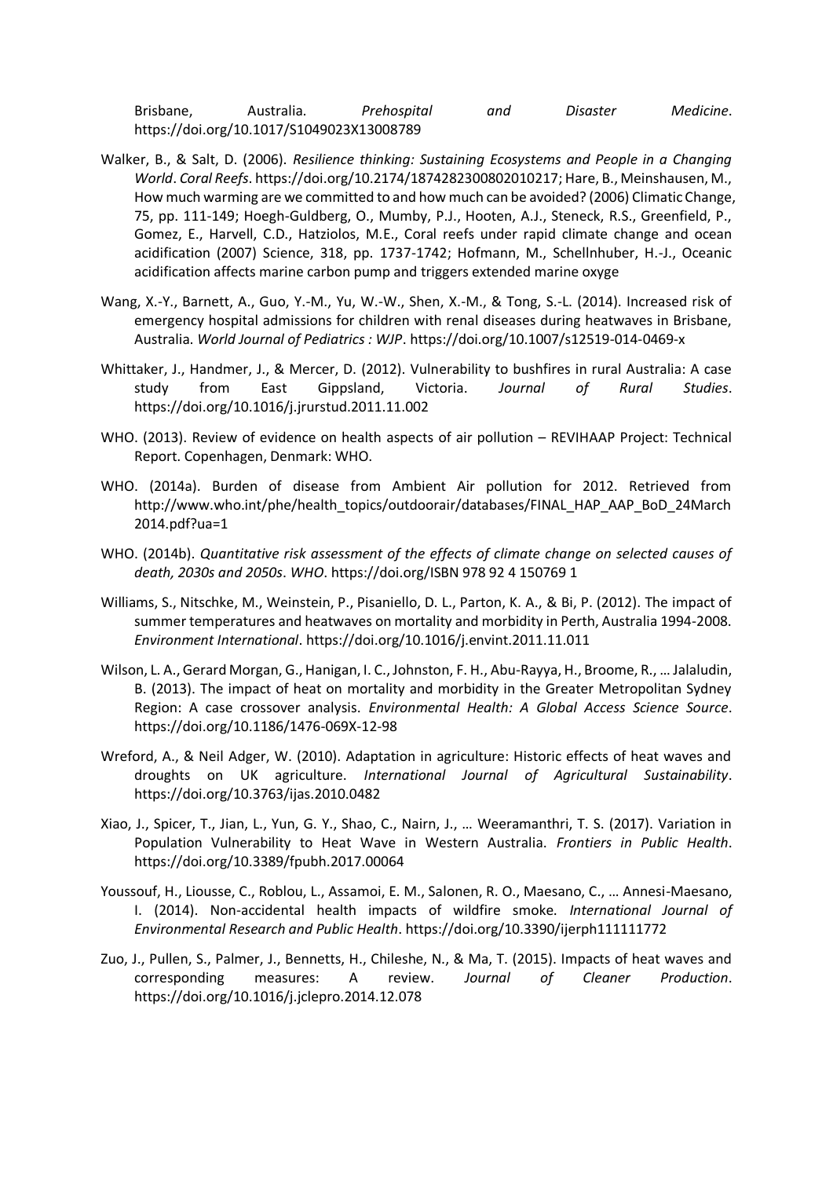Brisbane, Australia. *Prehospital and Disaster Medicine*. https://doi.org/10.1017/S1049023X13008789

Walker, B., & Salt, D. (2006). *Resilience thinking: Sustaining Ecosystems and People in a Changing World*. *Coral Reefs*. https://doi.org/10.2174/1874282300802010217; Hare, B., Meinshausen, M., How much warming are we committed to and how much can be avoided? (2006) Climatic Change, 75, pp. 111-149; Hoegh-Guldberg, O., Mumby, P.J., Hooten, A.J., Steneck, R.S., Greenfield, P., Gomez, E., Harvell, C.D., Hatziolos, M.E., Coral reefs under rapid climate change and ocean acidification (2007) Science, 318, pp. 1737-1742; Hofmann, M., Schellnhuber, H.-J., Oceanic acidification affects marine carbon pump and triggers extended marine oxyge

Wang, X.-Y., Barnett, A., Guo, Y.-M., Yu, W.-W., Shen, X.-M., & Tong, S.-L. (2014). Increased risk of emergency hospital admissions for children with renal diseases during heatwaves in Brisbane, Australia. *World Journal of Pediatrics : WJP*. https://doi.org/10.1007/s12519-014-0469-x

Whittaker, J., Handmer, J., & Mercer, D. (2012). Vulnerability to bushfires in rural Australia: A case study from East Gippsland, Victoria. *Journal of Rural Studies*. https://doi.org/10.1016/j.jrurstud.2011.11.002

WHO. (2013). Review of evidence on health aspects of air pollution – REVIHAAP Project: Technical Report. Copenhagen, Denmark: WHO.

WHO. (2014a). Burden of disease from Ambient Air pollution for 2012. Retrieved from http://www.who.int/phe/health_topics/outdoorair/databases/FINAL_HAP_AAP_BoD_24March2014.pdf?ua=1

WHO. (2014b). *Quantitative risk assessment of the effects of climate change on selected causes of death, 2030s and 2050s*. *WHO*. https://doi.org/ISBN 978 92 4 150769 1

Williams, S., Nitschke, M., Weinstein, P., Pisaniello, D. L., Parton, K. A., & Bi, P. (2012). The impact of summer temperatures and heatwaves on mortality and morbidity in Perth, Australia 1994-2008. *Environment International*. https://doi.org/10.1016/j.envint.2011.11.011

Wilson, L. A., Gerard Morgan, G., Hanigan, I. C., Johnston, F. H., Abu-Rayya, H., Broome, R., … Jalaludin, B. (2013). The impact of heat on mortality and morbidity in the Greater Metropolitan Sydney Region: A case crossover analysis. *Environmental Health: A Global Access Science Source*. https://doi.org/10.1186/1476-069X-12-98

Wreford, A., & Neil Adger, W. (2010). Adaptation in agriculture: Historic effects of heat waves and droughts on UK agriculture. *International Journal of Agricultural Sustainability*. https://doi.org/10.3763/ijas.2010.0482

Xiao, J., Spicer, T., Jian, L., Yun, G. Y., Shao, C., Nairn, J., … Weeramanthri, T. S. (2017). Variation in Population Vulnerability to Heat Wave in Western Australia. *Frontiers in Public Health*. https://doi.org/10.3389/fpubh.2017.00064

Youssouf, H., Liousse, C., Roblou, L., Assamoi, E. M., Salonen, R. O., Maesano, C., … Annesi-Maesano, I. (2014). Non-accidental health impacts of wildfire smoke. *International Journal of Environmental Research and Public Health*. https://doi.org/10.3390/ijerph111111772

Zuo, J., Pullen, S., Palmer, J., Bennetts, H., Chileshe, N., & Ma, T. (2015). Impacts of heat waves and corresponding measures: A review. *Journal of Cleaner Production*. https://doi.org/10.1016/j.jclepro.2014.12.078